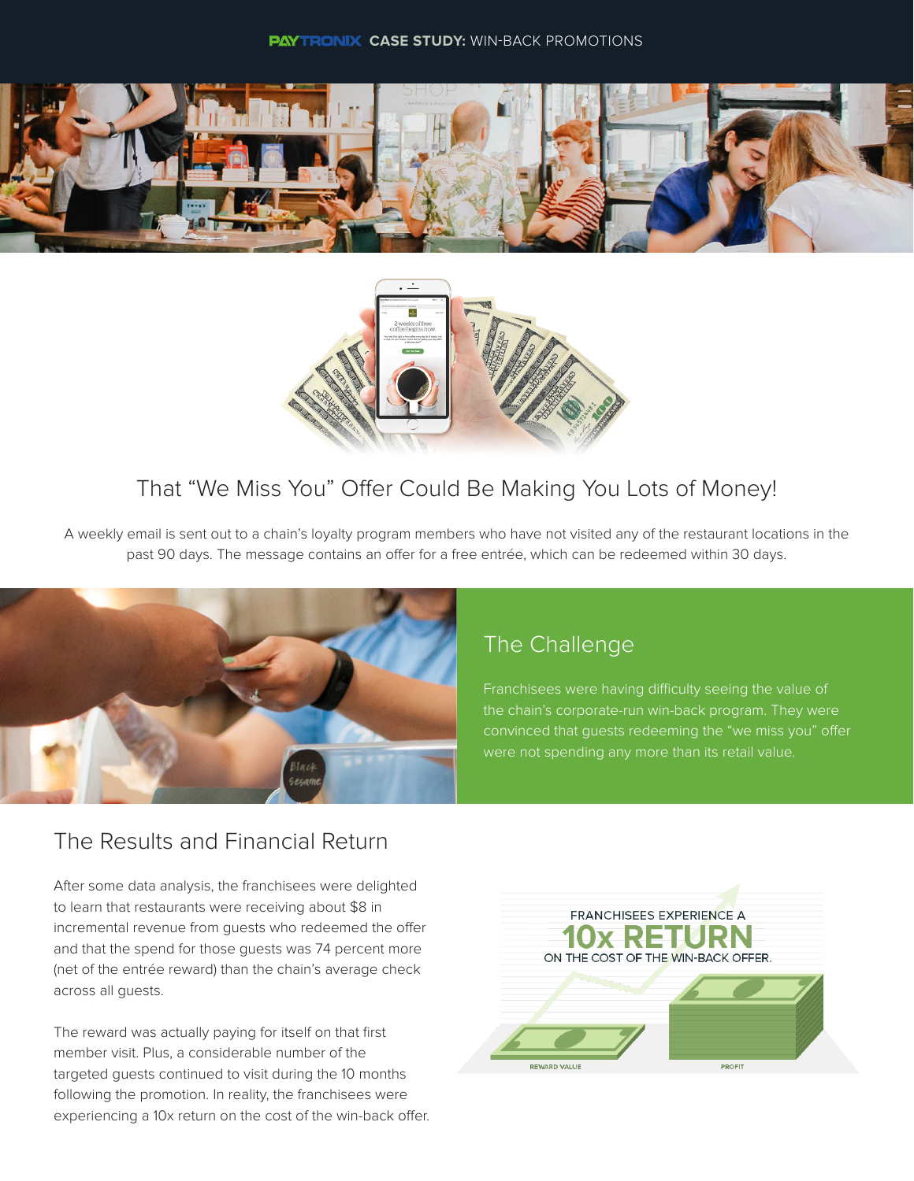PAYTRONIX **CASE STUDY:** WIN-BACK PROMOTIONS

# That "We Miss You" Offer Could Be Making You Lots of Money!

A weekly email is sent out to a chain's loyalty program members who have not visited any of the restaurant locations in the past 90 days. The message contains an offer for a free entrée, which can be redeemed within 30 days.

## The Challenge

Franchisees were having difficulty seeing the value of the chain's corporate-run win-back program. They were convinced that guests redeeming the "we miss you" offer were not spending any more than its retail value.

## The Results and Financial Return

After some data analysis, the franchisees were delighted to learn that restaurants were receiving about $8 in incremental revenue from guests who redeemed the offer and that the spend for those guests was 74 percent more (net of the entrée reward) than the chain's average check across all guests.

The reward was actually paying for itself on that first member visit. Plus, a considerable number of the targeted guests continued to visit during the 10 months following the promotion. In reality, the franchisees were experiencing a 10x return on the cost of the win-back offer.

FRANCHISEES EXPERIENCE A **10x RETURN** ON THE COST OF THE WIN-BACK OFFER.

REWARD VALUE

PROFIT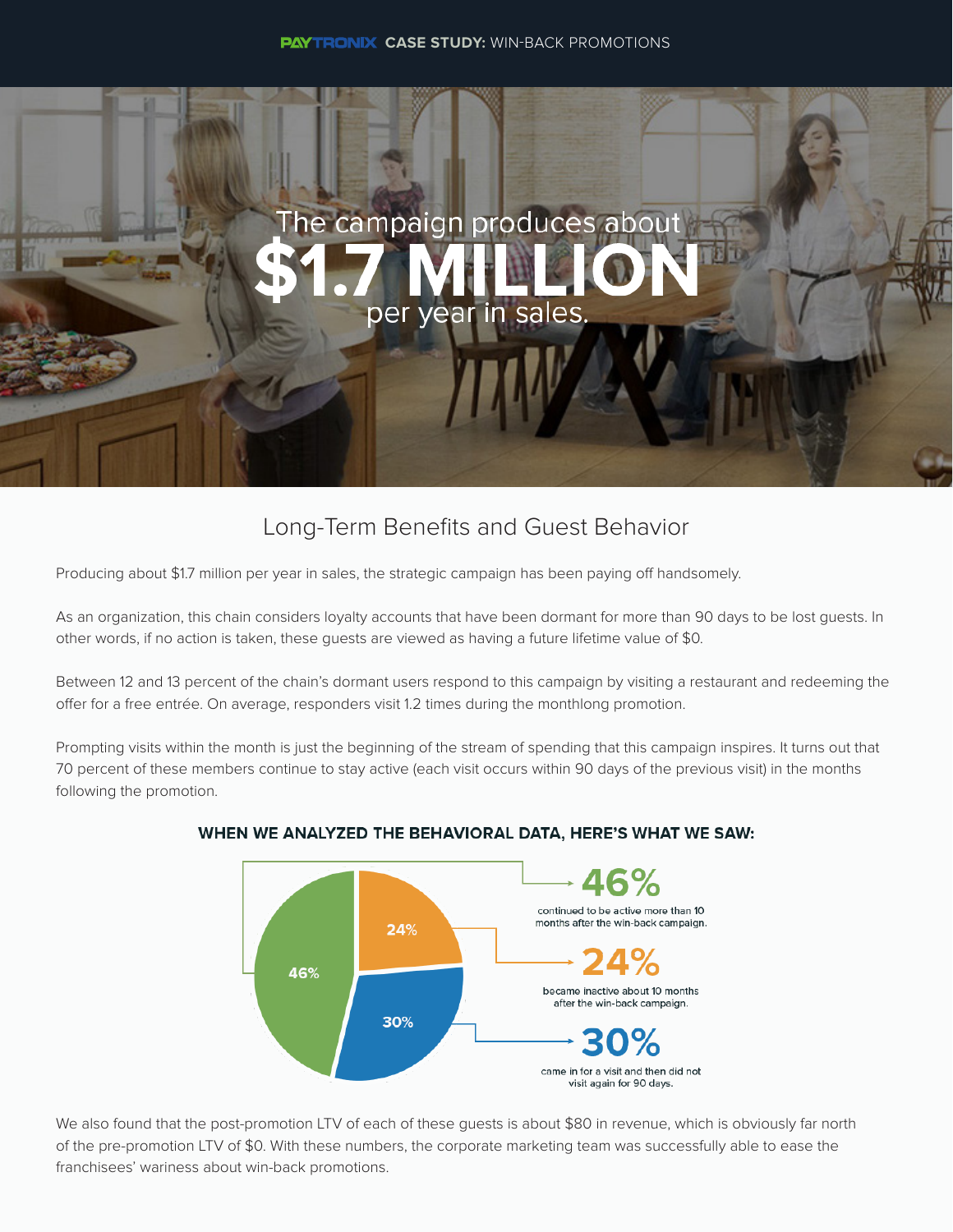PAYTRONIX **CASE STUDY:** WIN-BACK PROMOTIONS

The campaign produces about

# $1.7 MILLION

per year in sales.

## Long-Term Benefits and Guest Behavior

Producing about $1.7 million per year in sales, the strategic campaign has been paying off handsomely.

As an organization, this chain considers loyalty accounts that have been dormant for more than 90 days to be lost guests. In other words, if no action is taken, these guests are viewed as having a future lifetime value of $0.

Between 12 and 13 percent of the chain's dormant users respond to this campaign by visiting a restaurant and redeeming the offer for a free entrée. On average, responders visit 1.2 times during the monthlong promotion.

Prompting visits within the month is just the beginning of the stream of spending that this campaign inspires. It turns out that 70 percent of these members continue to stay active (each visit occurs within 90 days of the previous visit) in the months following the promotion.

**WHEN WE ANALYZED THE BEHAVIORAL DATA, HERE'S WHAT WE SAW:**

**46%** continued to be active more than 10 months after the win-back campaign.

**24%** became inactive about 10 months after the win-back campaign.

**30%** came in for a visit and then did not visit again for 90 days.

We also found that the post-promotion LTV of each of these guests is about $80 in revenue, which is obviously far north of the pre-promotion LTV of $0. With these numbers, the corporate marketing team was successfully able to ease the franchisees' wariness about win-back promotions.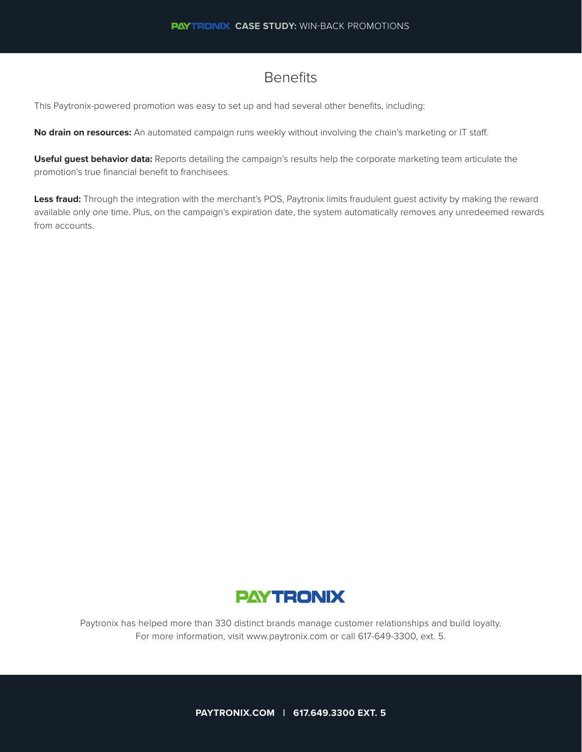## Benefits

This Paytronix-powered promotion was easy to set up and had several other benefits, including:

**No drain on resources:** An automated campaign runs weekly without involving the chain's marketing or IT staff.

**Useful guest behavior data:** Reports detailing the campaign's results help the corporate marketing team articulate the promotion's true financial benefit to franchisees.

**Less fraud:** Through the integration with the merchant's POS, Paytronix limits fraudulent guest activity by making the reward available only one time. Plus, on the campaign's expiration date, the system automatically removes any unredeemed rewards from accounts.

PAYTRONIX

Paytronix has helped more than 330 distinct brands manage customer relationships and build loyalty. For more information, visit www.paytronix.com or call 617-649-3300, ext. 5.